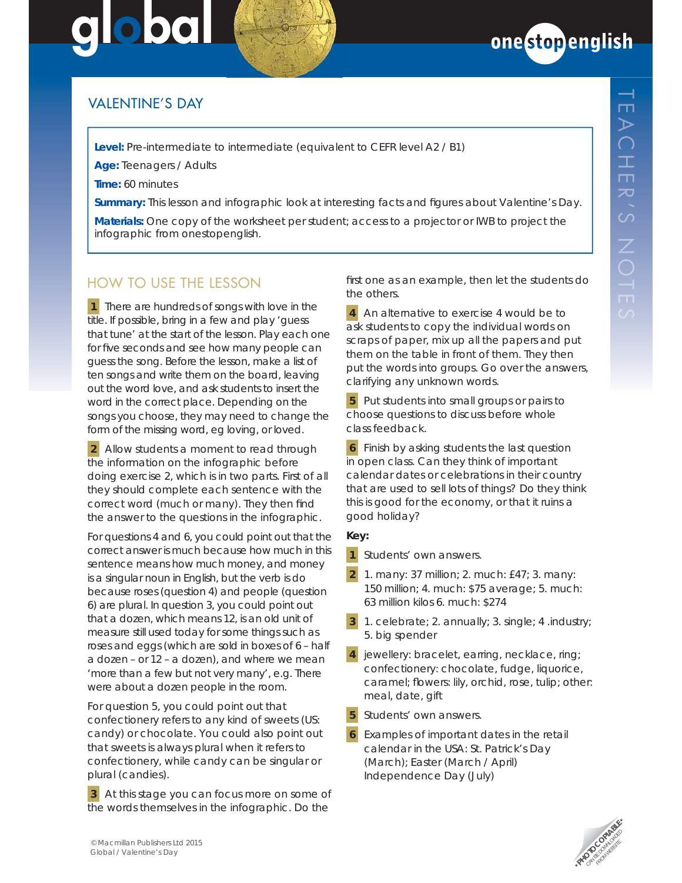# VALENTINE'S DAY

**Level:** Pre-intermediate to intermediate (equivalent to CEFR level A2 / B1)

**Age:** Teenagers / Adults

**Time:** 60 minutes

**Summary:** This lesson and infographic look at interesting facts and figures about Valentine's Day.

**Materials:** One copy of the worksheet per student; access to a projector or IWB to project the infographic from onestopenglish.

## HOW TO USE THE LESSON

**1** There are hundreds of songs with love in the title. If possible, bring in a few and play 'guess that tune' at the start of the lesson. Play each one for five seconds and see how many people can guess the song. Before the lesson, make a list of ten songs and write them on the board, leaving out the word love, and ask students to insert the word in the correct place. Depending on the songs you choose, they may need to change the form of the missing word, eg loving, or loved.

**2** Allow students a moment to read through the information on the infographic before doing exercise 2, which is in two parts. First of all they should complete each sentence with the correct word (much or many). They then find the answer to the questions in the infographic.

For questions 4 and 6, you could point out that the correct answer is much because how much in this sentence means how much money, and money is a singular noun in English, but the verb is do because roses (question 4) and people (question 6) are plural. In question 3, you could point out that a dozen, which means 12, is an old unit of measure still used today for some things such as roses and eggs (which are sold in boxes of 6 – half a dozen – or 12 – a dozen), and where we mean 'more than a few but not very many', e.g. There were about a dozen people in the room.

For question 5, you could point out that confectionery refers to any kind of sweets (US: candy) or chocolate. You could also point out that sweets is always plural when it refers to confectionery, while candy can be singular or plural (candies).

**3** At this stage you can focus more on some of the words themselves in the infographic. Do the first one as an example, then let the students do the others.

**4** An alternative to exercise 4 would be to ask students to copy the individual words on scraps of paper, mix up all the papers and put them on the table in front of them. They then put the words into groups. Go over the answers, clarifying any unknown words.

**5** Put students into small groups or pairs to choose questions to discuss before whole class feedback.

**6** Finish by asking students the last question in open class. Can they think of important calendar dates or celebrations in their country that are used to sell lots of things? Do they think this is good for the economy, or that it ruins a good holiday?

**Key:**

**1** Students' own answers.

**2** 1. many: 37 million; 2. much: £47; 3. many: 150 million; 4. much: $75 average; 5. much: 63 million kilos 6. much: $274

**3** 1. celebrate; 2. annually; 3. single; 4 .industry; 5. big spender

**4** jewellery: bracelet, earring, necklace, ring; confectionery: chocolate, fudge, liquorice, caramel; flowers: lily, orchid, rose, tulip; other: meal, date, gift

**5** Students' own answers.

**6** Examples of important dates in the retail calendar in the USA: St. Patrick's Day (March); Easter (March / April) Independence Day (July)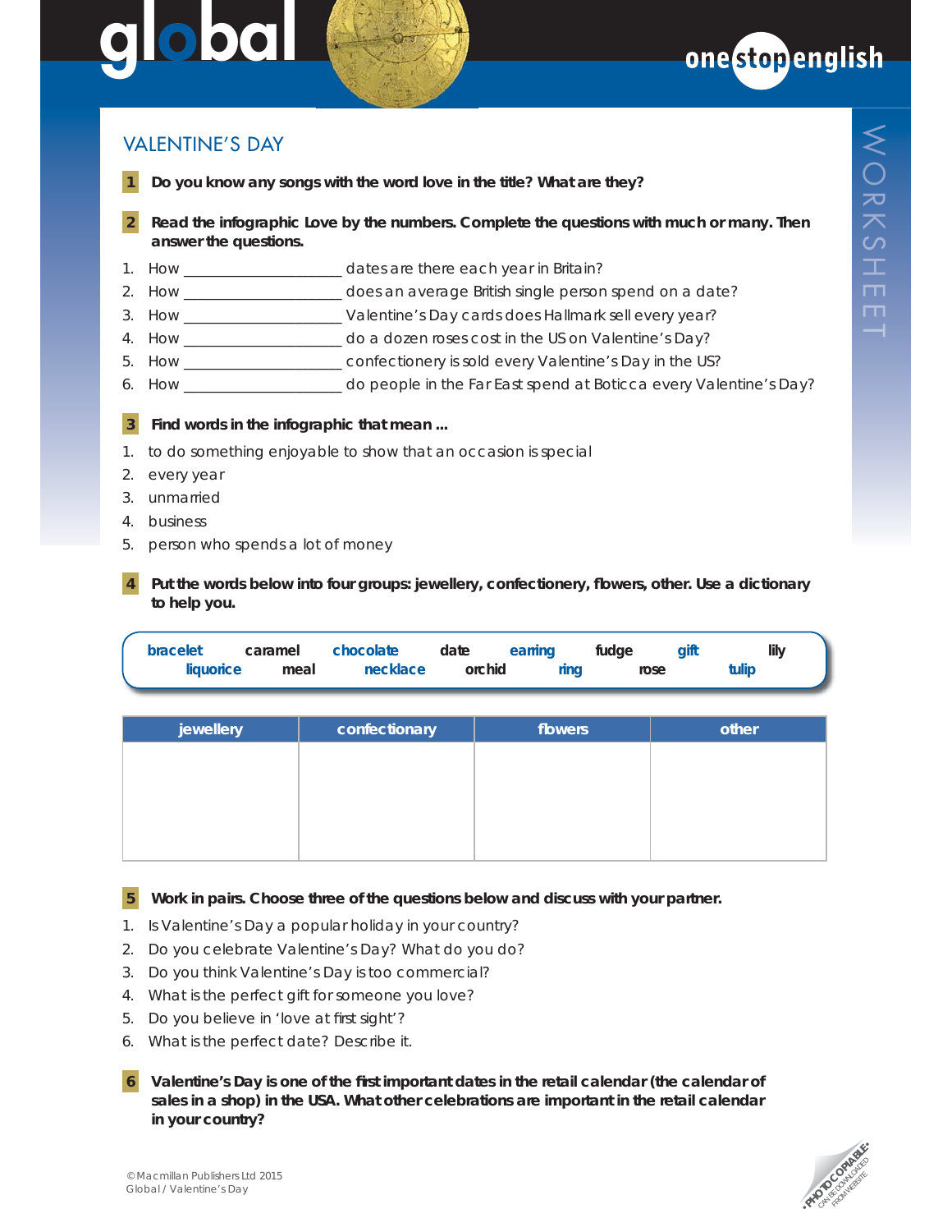# VALENTINE'S DAY

**1** **Do you know any songs with the word love in the title? What are they?**

**2** **Read the infographic Love by the numbers. Complete the questions with much or many. Then answer the questions.**

1. How ____________________ dates are there each year in Britain?
2. How ____________________ does an average British single person spend on a date?
3. How ____________________ Valentine's Day cards does Hallmark sell every year?
4. How ____________________ do a dozen roses cost in the US on Valentine's Day?
5. How ____________________ confectionery is sold every Valentine's Day in the US?
6. How ____________________ do people in the Far East spend at Boticca every Valentine's Day?

**3** **Find words in the infographic that mean ...**

1. to do something enjoyable to show that an occasion is special
2. every year
3. unmarried
4. business
5. person who spends a lot of money

**4** **Put the words below into four groups: jewellery, confectionery, flowers, other. Use a dictionary to help you.**

bracelet caramel chocolate date earring fudge gift lily liquorice meal necklace orchid ring rose tulip

| jewellery | confectionary | flowers | other |
|---|---|---|---|
| | | | |

**5** **Work in pairs. Choose three of the questions below and discuss with your partner.**

1. Is Valentine's Day a popular holiday in your country?
2. Do you celebrate Valentine's Day? What do you do?
3. Do you think Valentine's Day is too commercial?
4. What is the perfect gift for someone you love?
5. Do you believe in 'love at first sight'?
6. What is the perfect date? Describe it.

**6** **Valentine's Day is one of the first important dates in the retail calendar (the calendar of sales in a shop) in the USA. What other celebrations are important in the retail calendar in your country?**

© Macmillan Publishers Ltd 2015
Global / Valentine's Day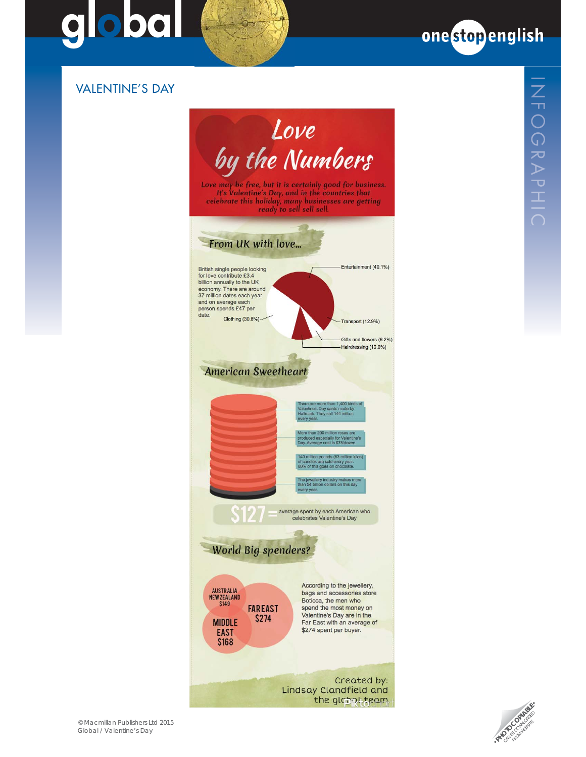## VALENTINE'S DAY

# Love by the Numbers

*Love may be free, but it is certainly good for business. It's Valentine's Day, and in the countries that celebrate this holiday, many businesses are getting ready to sell sell sell.*

## From UK with love...

British single people looking for love contribute £3.4 billion annually to the UK economy. There are around 37 million dates each year and on average each person spends £47 per date.

Entertainment (40.1%)
Clothing (30.8%)
Transport (12.9%)
Gifts and flowers (6.2%)
Hairdressing (10.0%)

## American Sweetheart

There are more than 1,400 kinds of Valentine's Day cards made by Hallmark. They sell 144 million every year.

More than 200 million roses are produced especially for Valentine's Day. Average cost is $75/dozen.

140 million pounds (63 million kilos) of candies are sold every year. 60% of this goes on chocolate.

The jewellery industry makes more than $4 billion dollars on this day every year.

**$127 =** average spent by each American who celebrates Valentine's Day

## World Big spenders?

AUSTRALIA NEW ZEALAND $149

FAR EAST $274

MIDDLE EAST $168

According to the jewellery, bags and accessories store Boticca, the men who spend the most money on Valentine's Day are in the Far East with an average of $274 spent per buyer.

Created by: Lindsay Clandfield and the global team

© Macmillan Publishers Ltd 2015
Global / Valentine's Day